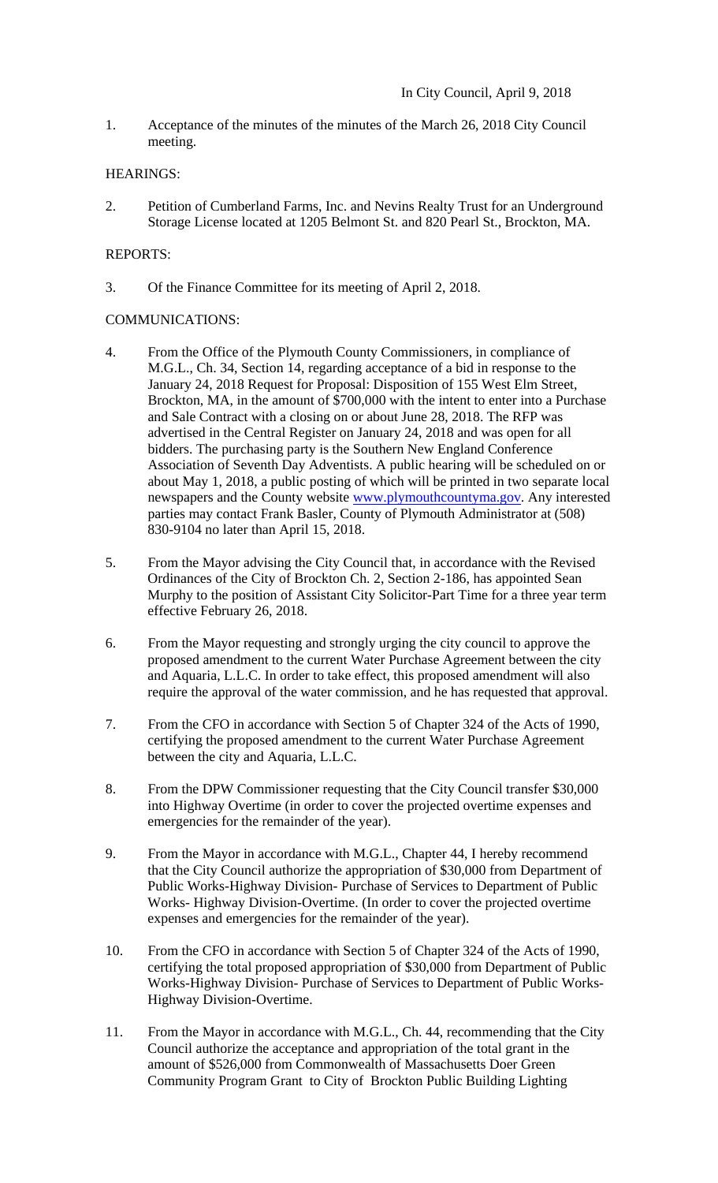In City Council, April 9, 2018

1. Acceptance of the minutes of the minutes of the March 26, 2018 City Council meeting.

HEARINGS:

2. Petition of Cumberland Farms, Inc. and Nevins Realty Trust for an Underground Storage License located at 1205 Belmont St. and 820 Pearl St., Brockton, MA.

REPORTS:

3. Of the Finance Committee for its meeting of April 2, 2018.

COMMUNICATIONS:

4. From the Office of the Plymouth County Commissioners, in compliance of M.G.L., Ch. 34, Section 14, regarding acceptance of a bid in response to the January 24, 2018 Request for Proposal: Disposition of 155 West Elm Street, Brockton, MA, in the amount of $700,000 with the intent to enter into a Purchase and Sale Contract with a closing on or about June 28, 2018. The RFP was advertised in the Central Register on January 24, 2018 and was open for all bidders. The purchasing party is the Southern New England Conference Association of Seventh Day Adventists. A public hearing will be scheduled on or about May 1, 2018, a public posting of which will be printed in two separate local newspapers and the County website www.plymouthcountyma.gov. Any interested parties may contact Frank Basler, County of Plymouth Administrator at (508) 830-9104 no later than April 15, 2018.

5. From the Mayor advising the City Council that, in accordance with the Revised Ordinances of the City of Brockton Ch. 2, Section 2-186, has appointed Sean Murphy to the position of Assistant City Solicitor-Part Time for a three year term effective February 26, 2018.

6. From the Mayor requesting and strongly urging the city council to approve the proposed amendment to the current Water Purchase Agreement between the city and Aquaria, L.L.C. In order to take effect, this proposed amendment will also require the approval of the water commission, and he has requested that approval.

7. From the CFO in accordance with Section 5 of Chapter 324 of the Acts of 1990, certifying the proposed amendment to the current Water Purchase Agreement between the city and Aquaria, L.L.C.

8. From the DPW Commissioner requesting that the City Council transfer $30,000 into Highway Overtime (in order to cover the projected overtime expenses and emergencies for the remainder of the year).

9. From the Mayor in accordance with M.G.L., Chapter 44, I hereby recommend that the City Council authorize the appropriation of $30,000 from Department of Public Works-Highway Division- Purchase of Services to Department of Public Works- Highway Division-Overtime. (In order to cover the projected overtime expenses and emergencies for the remainder of the year).

10. From the CFO in accordance with Section 5 of Chapter 324 of the Acts of 1990, certifying the total proposed appropriation of $30,000 from Department of Public Works-Highway Division- Purchase of Services to Department of Public Works- Highway Division-Overtime.

11. From the Mayor in accordance with M.G.L., Ch. 44, recommending that the City Council authorize the acceptance and appropriation of the total grant in the amount of $526,000 from Commonwealth of Massachusetts Doer Green Community Program Grant to City of Brockton Public Building Lighting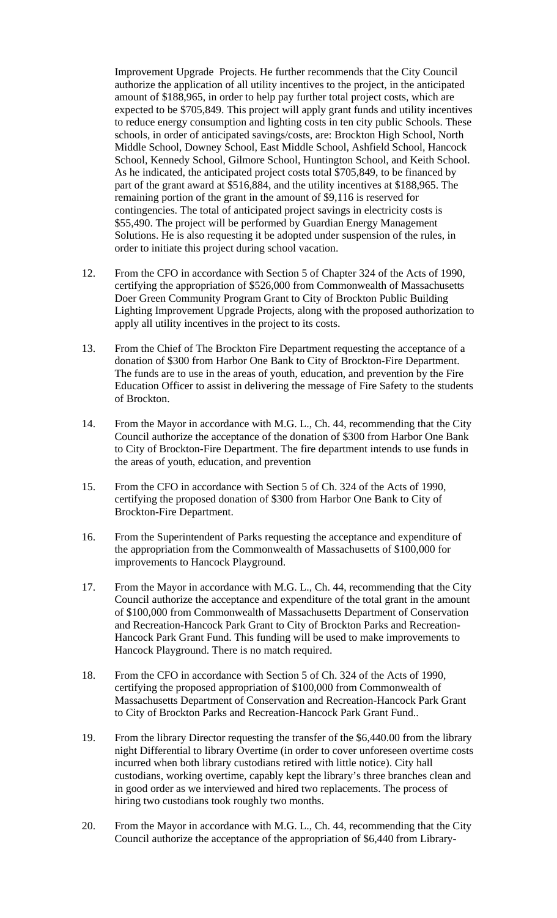Improvement Upgrade Projects. He further recommends that the City Council authorize the application of all utility incentives to the project, in the anticipated amount of $188,965, in order to help pay further total project costs, which are expected to be $705,849. This project will apply grant funds and utility incentives to reduce energy consumption and lighting costs in ten city public Schools. These schools, in order of anticipated savings/costs, are: Brockton High School, North Middle School, Downey School, East Middle School, Ashfield School, Hancock School, Kennedy School, Gilmore School, Huntington School, and Keith School. As he indicated, the anticipated project costs total $705,849, to be financed by part of the grant award at $516,884, and the utility incentives at $188,965. The remaining portion of the grant in the amount of $9,116 is reserved for contingencies. The total of anticipated project savings in electricity costs is $55,490. The project will be performed by Guardian Energy Management Solutions. He is also requesting it be adopted under suspension of the rules, in order to initiate this project during school vacation.

12. From the CFO in accordance with Section 5 of Chapter 324 of the Acts of 1990, certifying the appropriation of $526,000 from Commonwealth of Massachusetts Doer Green Community Program Grant to City of Brockton Public Building Lighting Improvement Upgrade Projects, along with the proposed authorization to apply all utility incentives in the project to its costs.

13. From the Chief of The Brockton Fire Department requesting the acceptance of a donation of $300 from Harbor One Bank to City of Brockton-Fire Department. The funds are to use in the areas of youth, education, and prevention by the Fire Education Officer to assist in delivering the message of Fire Safety to the students of Brockton.

14. From the Mayor in accordance with M.G. L., Ch. 44, recommending that the City Council authorize the acceptance of the donation of $300 from Harbor One Bank to City of Brockton-Fire Department. The fire department intends to use funds in the areas of youth, education, and prevention

15. From the CFO in accordance with Section 5 of Ch. 324 of the Acts of 1990, certifying the proposed donation of $300 from Harbor One Bank to City of Brockton-Fire Department.

16. From the Superintendent of Parks requesting the acceptance and expenditure of the appropriation from the Commonwealth of Massachusetts of $100,000 for improvements to Hancock Playground.

17. From the Mayor in accordance with M.G. L., Ch. 44, recommending that the City Council authorize the acceptance and expenditure of the total grant in the amount of $100,000 from Commonwealth of Massachusetts Department of Conservation and Recreation-Hancock Park Grant to City of Brockton Parks and Recreation-Hancock Park Grant Fund. This funding will be used to make improvements to Hancock Playground. There is no match required.

18. From the CFO in accordance with Section 5 of Ch. 324 of the Acts of 1990, certifying the proposed appropriation of $100,000 from Commonwealth of Massachusetts Department of Conservation and Recreation-Hancock Park Grant to City of Brockton Parks and Recreation-Hancock Park Grant Fund..

19. From the library Director requesting the transfer of the $6,440.00 from the library night Differential to library Overtime (in order to cover unforeseen overtime costs incurred when both library custodians retired with little notice). City hall custodians, working overtime, capably kept the library's three branches clean and in good order as we interviewed and hired two replacements. The process of hiring two custodians took roughly two months.

20. From the Mayor in accordance with M.G. L., Ch. 44, recommending that the City Council authorize the acceptance of the appropriation of $6,440 from Library-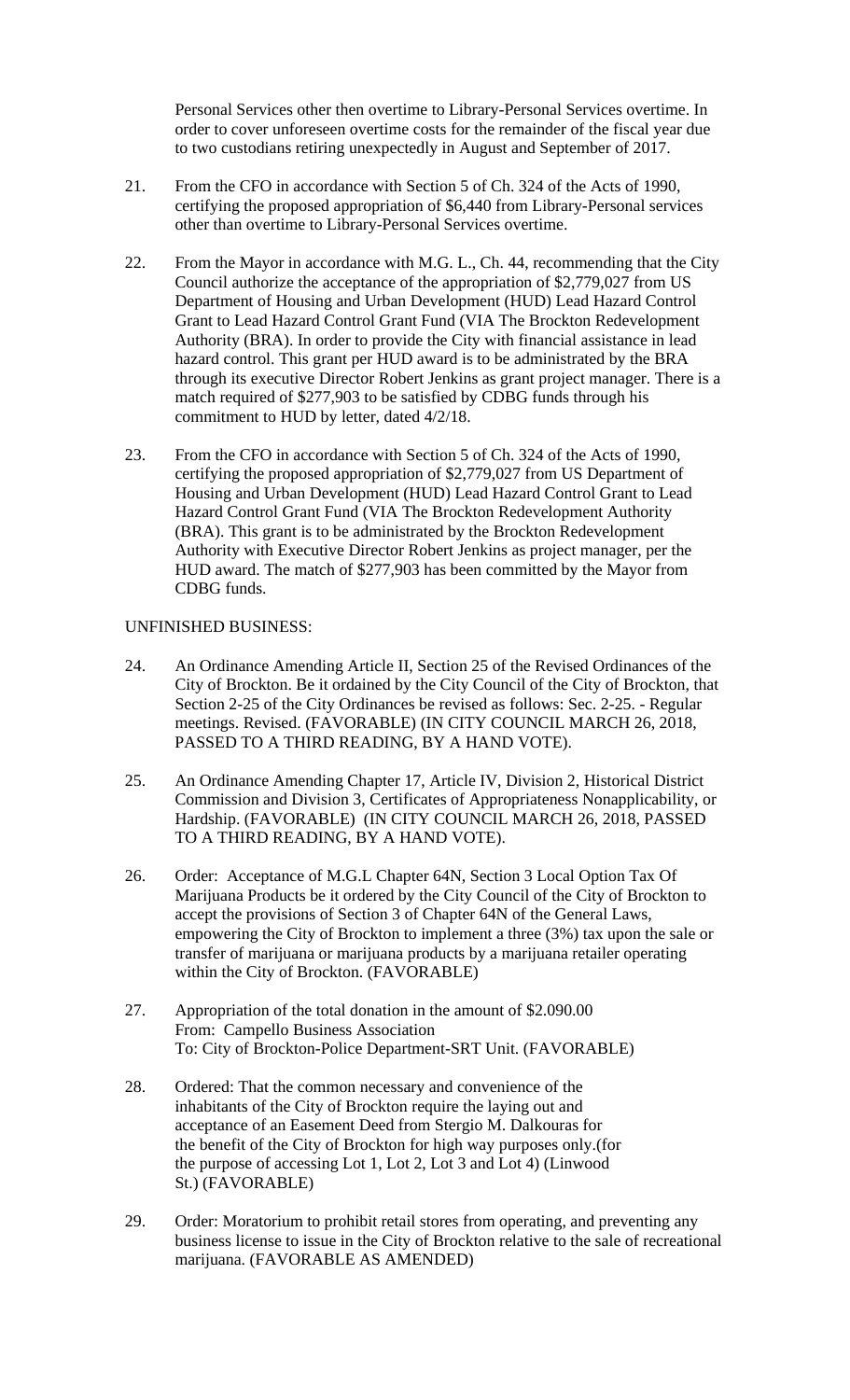Personal Services other then overtime to Library-Personal Services overtime. In order to cover unforeseen overtime costs for the remainder of the fiscal year due to two custodians retiring unexpectedly in August and September of 2017.

21. From the CFO in accordance with Section 5 of Ch. 324 of the Acts of 1990, certifying the proposed appropriation of $6,440 from Library-Personal services other than overtime to Library-Personal Services overtime.

22. From the Mayor in accordance with M.G. L., Ch. 44, recommending that the City Council authorize the acceptance of the appropriation of $2,779,027 from US Department of Housing and Urban Development (HUD) Lead Hazard Control Grant to Lead Hazard Control Grant Fund (VIA The Brockton Redevelopment Authority (BRA). In order to provide the City with financial assistance in lead hazard control. This grant per HUD award is to be administrated by the BRA through its executive Director Robert Jenkins as grant project manager. There is a match required of $277,903 to be satisfied by CDBG funds through his commitment to HUD by letter, dated 4/2/18.

23. From the CFO in accordance with Section 5 of Ch. 324 of the Acts of 1990, certifying the proposed appropriation of $2,779,027 from US Department of Housing and Urban Development (HUD) Lead Hazard Control Grant to Lead Hazard Control Grant Fund (VIA The Brockton Redevelopment Authority (BRA). This grant is to be administrated by the Brockton Redevelopment Authority with Executive Director Robert Jenkins as project manager, per the HUD award. The match of $277,903 has been committed by the Mayor from CDBG funds.

UNFINISHED BUSINESS:

24. An Ordinance Amending Article II, Section 25 of the Revised Ordinances of the City of Brockton. Be it ordained by the City Council of the City of Brockton, that Section 2-25 of the City Ordinances be revised as follows: Sec. 2-25. - Regular meetings. Revised. (FAVORABLE) (IN CITY COUNCIL MARCH 26, 2018, PASSED TO A THIRD READING, BY A HAND VOTE).

25. An Ordinance Amending Chapter 17, Article IV, Division 2, Historical District Commission and Division 3, Certificates of Appropriateness Nonapplicability, or Hardship. (FAVORABLE) (IN CITY COUNCIL MARCH 26, 2018, PASSED TO A THIRD READING, BY A HAND VOTE).

26. Order: Acceptance of M.G.L Chapter 64N, Section 3 Local Option Tax Of Marijuana Products be it ordered by the City Council of the City of Brockton to accept the provisions of Section 3 of Chapter 64N of the General Laws, empowering the City of Brockton to implement a three (3%) tax upon the sale or transfer of marijuana or marijuana products by a marijuana retailer operating within the City of Brockton. (FAVORABLE)

27. Appropriation of the total donation in the amount of $2.090.00
From: Campello Business Association
To: City of Brockton-Police Department-SRT Unit. (FAVORABLE)

28. Ordered: That the common necessary and convenience of the inhabitants of the City of Brockton require the laying out and acceptance of an Easement Deed from Stergio M. Dalkouras for the benefit of the City of Brockton for high way purposes only.(for the purpose of accessing Lot 1, Lot 2, Lot 3 and Lot 4) (Linwood St.) (FAVORABLE)

29. Order: Moratorium to prohibit retail stores from operating, and preventing any business license to issue in the City of Brockton relative to the sale of recreational marijuana. (FAVORABLE AS AMENDED)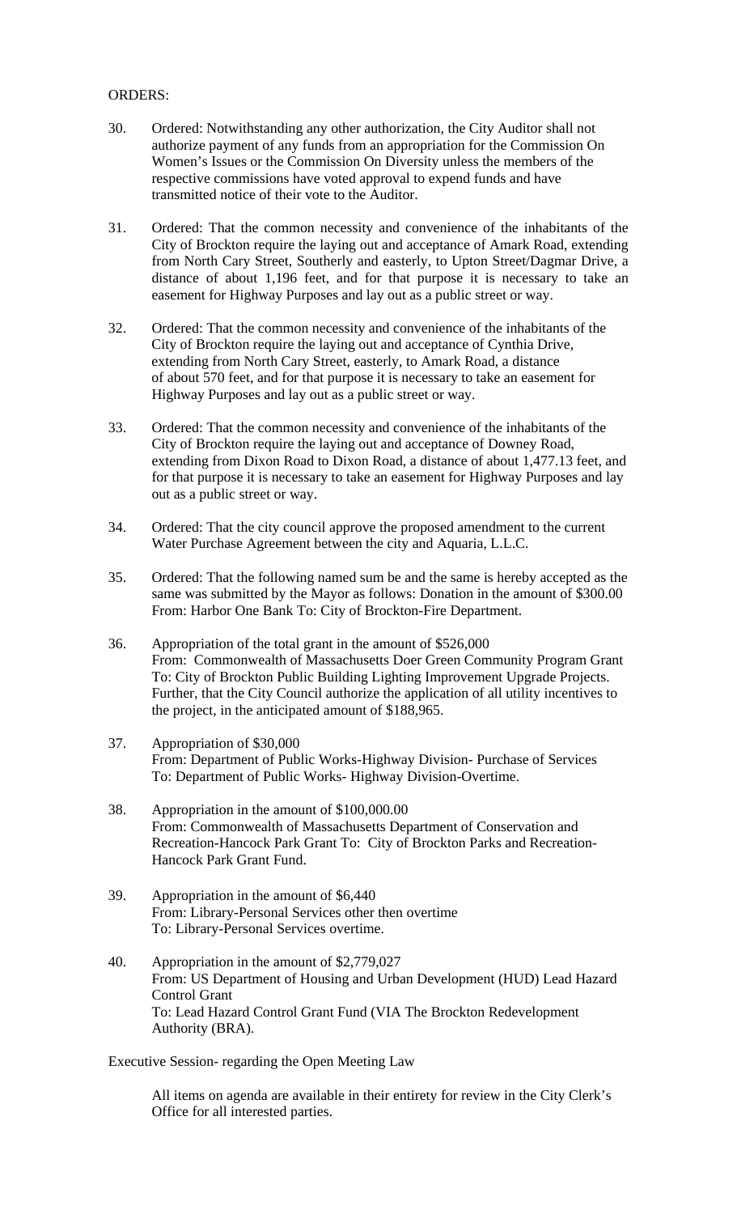ORDERS:

30. Ordered: Notwithstanding any other authorization, the City Auditor shall not authorize payment of any funds from an appropriation for the Commission On Women's Issues or the Commission On Diversity unless the members of the respective commissions have voted approval to expend funds and have transmitted notice of their vote to the Auditor.

31. Ordered: That the common necessity and convenience of the inhabitants of the City of Brockton require the laying out and acceptance of Amark Road, extending from North Cary Street, Southerly and easterly, to Upton Street/Dagmar Drive, a distance of about 1,196 feet, and for that purpose it is necessary to take an easement for Highway Purposes and lay out as a public street or way.

32. Ordered: That the common necessity and convenience of the inhabitants of the City of Brockton require the laying out and acceptance of Cynthia Drive, extending from North Cary Street, easterly, to Amark Road, a distance of about 570 feet, and for that purpose it is necessary to take an easement for Highway Purposes and lay out as a public street or way.

33. Ordered: That the common necessity and convenience of the inhabitants of the City of Brockton require the laying out and acceptance of Downey Road, extending from Dixon Road to Dixon Road, a distance of about 1,477.13 feet, and for that purpose it is necessary to take an easement for Highway Purposes and lay out as a public street or way.

34. Ordered: That the city council approve the proposed amendment to the current Water Purchase Agreement between the city and Aquaria, L.L.C.

35. Ordered: That the following named sum be and the same is hereby accepted as the same was submitted by the Mayor as follows: Donation in the amount of $300.00 From: Harbor One Bank To: City of Brockton-Fire Department.

36. Appropriation of the total grant in the amount of $526,000
    From: Commonwealth of Massachusetts Doer Green Community Program Grant
    To: City of Brockton Public Building Lighting Improvement Upgrade Projects.
    Further, that the City Council authorize the application of all utility incentives to the project, in the anticipated amount of $188,965.

37. Appropriation of $30,000
    From: Department of Public Works-Highway Division- Purchase of Services
    To: Department of Public Works- Highway Division-Overtime.

38. Appropriation in the amount of $100,000.00
    From: Commonwealth of Massachusetts Department of Conservation and Recreation-Hancock Park Grant To: City of Brockton Parks and Recreation-Hancock Park Grant Fund.

39. Appropriation in the amount of $6,440
    From: Library-Personal Services other then overtime
    To: Library-Personal Services overtime.

40. Appropriation in the amount of $2,779,027
    From: US Department of Housing and Urban Development (HUD) Lead Hazard Control Grant
    To: Lead Hazard Control Grant Fund (VIA The Brockton Redevelopment Authority (BRA).

Executive Session- regarding the Open Meeting Law

All items on agenda are available in their entirety for review in the City Clerk's Office for all interested parties.